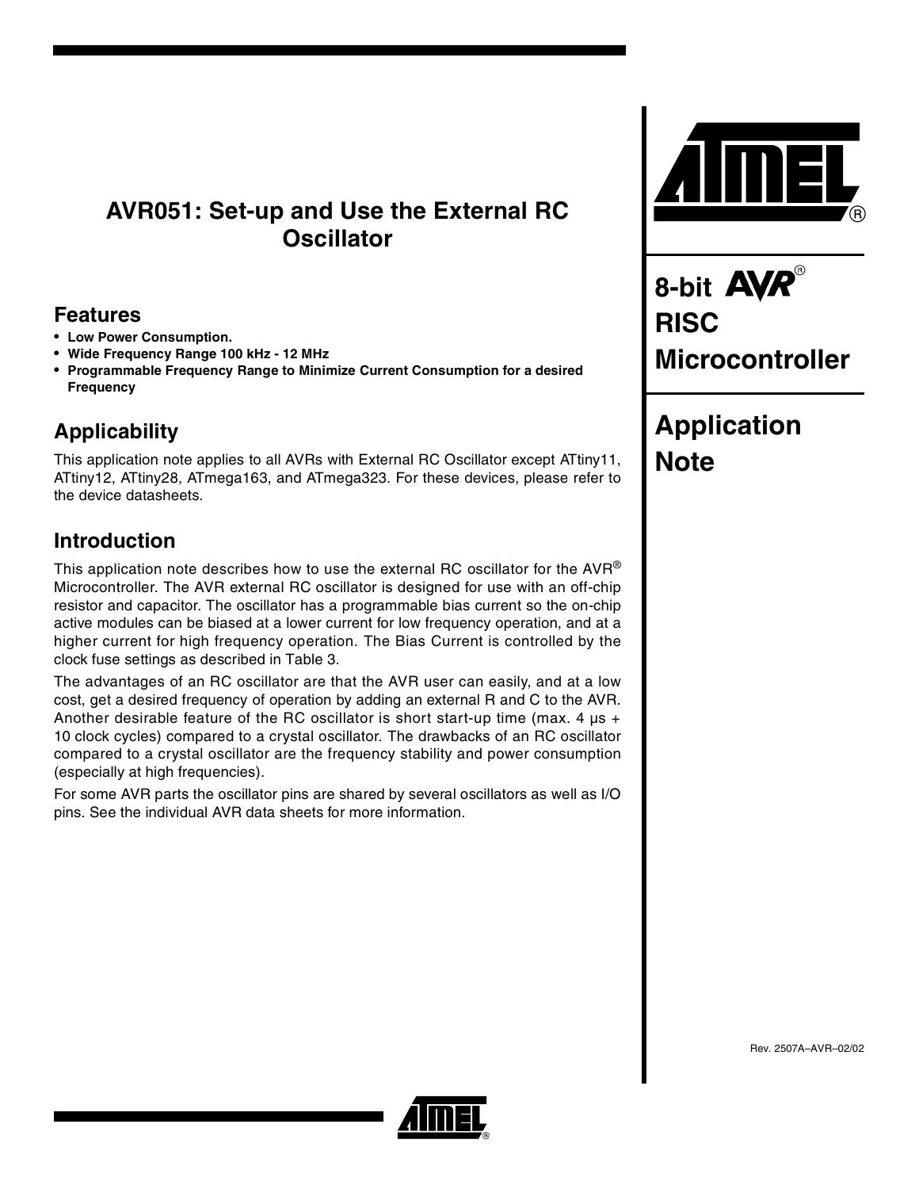# AVR051: Set-up and Use the External RC Oscillator

8-bit AVR® RISC Microcontroller

Application Note

## Features

- **Low Power Consumption.**
- **Wide Frequency Range 100 kHz - 12 MHz**
- **Programmable Frequency Range to Minimize Current Consumption for a desired Frequency**

## Applicability

This application note applies to all AVRs with External RC Oscillator except ATtiny11, ATtiny12, ATtiny28, ATmega163, and ATmega323. For these devices, please refer to the device datasheets.

## Introduction

This application note describes how to use the external RC oscillator for the AVR® Microcontroller. The AVR external RC oscillator is designed for use with an off-chip resistor and capacitor. The oscillator has a programmable bias current so the on-chip active modules can be biased at a lower current for low frequency operation, and at a higher current for high frequency operation. The Bias Current is controlled by the clock fuse settings as described in Table 3.

The advantages of an RC oscillator are that the AVR user can easily, and at a low cost, get a desired frequency of operation by adding an external R and C to the AVR. Another desirable feature of the RC oscillator is short start-up time (max. 4 µs + 10 clock cycles) compared to a crystal oscillator. The drawbacks of an RC oscillator compared to a crystal oscillator are the frequency stability and power consumption (especially at high frequencies).

For some AVR parts the oscillator pins are shared by several oscillators as well as I/O pins. See the individual AVR data sheets for more information.

Rev. 2507A–AVR–02/02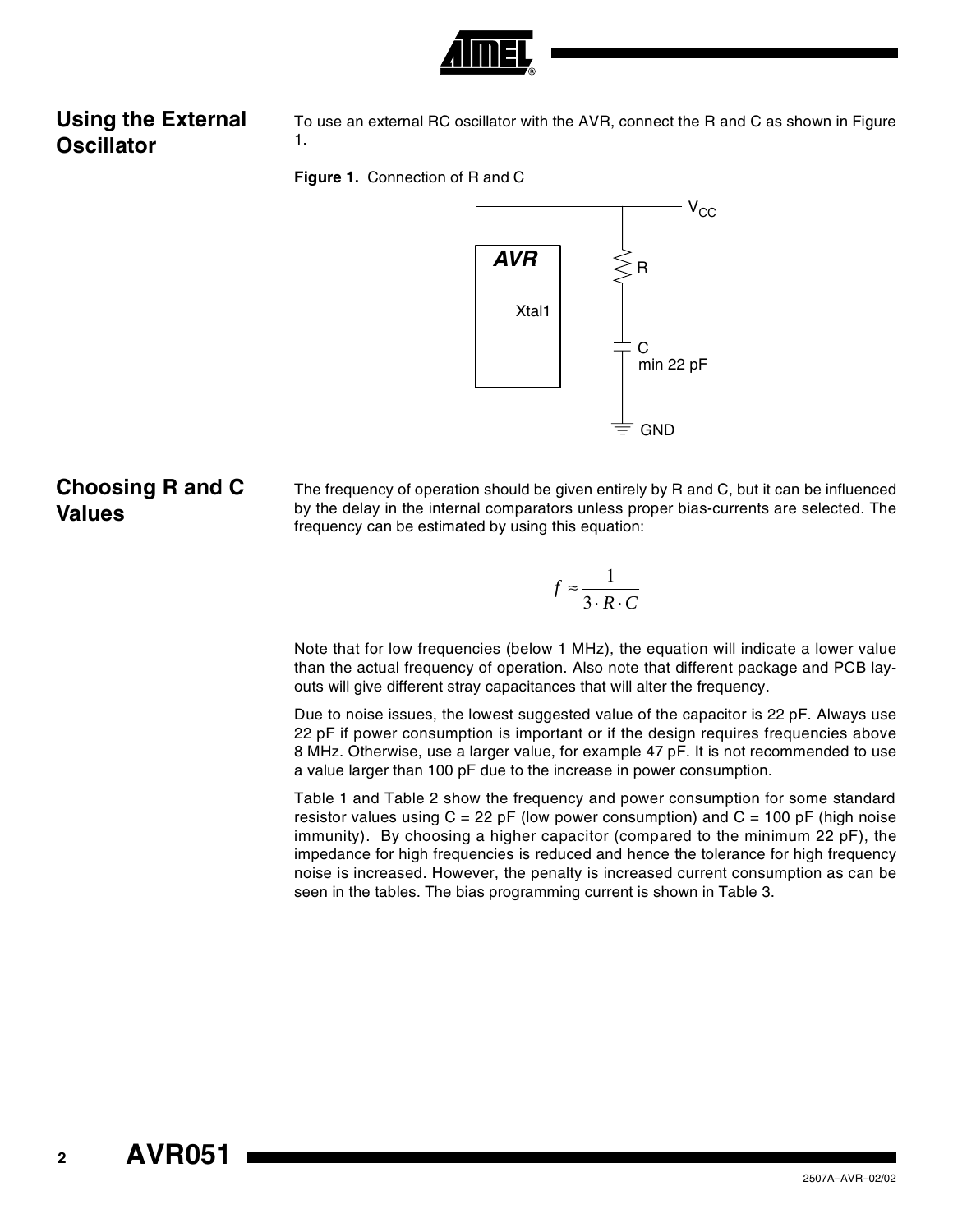## Using the External Oscillator

To use an external RC oscillator with the AVR, connect the R and C as shown in Figure 1.

**Figure 1.** Connection of R and C

## Choosing R and C Values

The frequency of operation should be given entirely by R and C, but it can be influenced by the delay in the internal comparators unless proper bias-currents are selected. The frequency can be estimated by using this equation:

$$f \approx \frac{1}{3 \cdot R \cdot C}$$

Note that for low frequencies (below 1 MHz), the equation will indicate a lower value than the actual frequency of operation. Also note that different package and PCB layouts will give different stray capacitances that will alter the frequency.

Due to noise issues, the lowest suggested value of the capacitor is 22 pF. Always use 22 pF if power consumption is important or if the design requires frequencies above 8 MHz. Otherwise, use a larger value, for example 47 pF. It is not recommended to use a value larger than 100 pF due to the increase in power consumption.

Table 1 and Table 2 show the frequency and power consumption for some standard resistor values using C = 22 pF (low power consumption) and C = 100 pF (high noise immunity). By choosing a higher capacitor (compared to the minimum 22 pF), the impedance for high frequencies is reduced and hence the tolerance for high frequency noise is increased. However, the penalty is increased current consumption as can be seen in the tables. The bias programming current is shown in Table 3.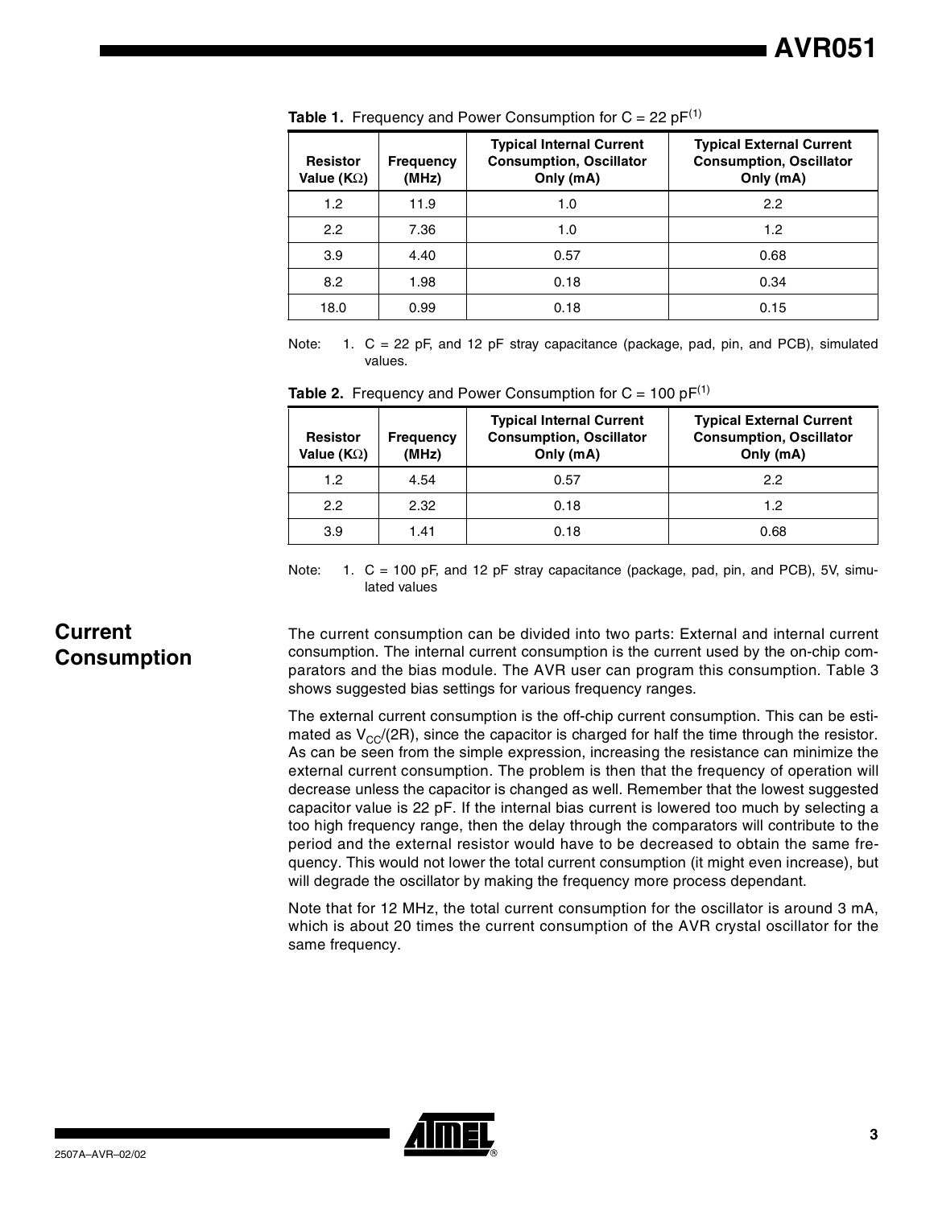**Table 1.** Frequency and Power Consumption for C = 22 pF[1]

| Resistor Value (KΩ) | Frequency (MHz) | Typical Internal Current Consumption, Oscillator Only (mA) | Typical External Current Consumption, Oscillator Only (mA) |
|---|---|---|---|
| 1.2 | 11.9 | 1.0 | 2.2 |
| 2.2 | 7.36 | 1.0 | 1.2 |
| 3.9 | 4.40 | 0.57 | 0.68 |
| 8.2 | 1.98 | 0.18 | 0.34 |
| 18.0 | 0.99 | 0.18 | 0.15 |

Note: 1. C = 22 pF, and 12 pF stray capacitance (package, pad, pin, and PCB), simulated values.

**Table 2.** Frequency and Power Consumption for C = 100 pF[1]

| Resistor Value (KΩ) | Frequency (MHz) | Typical Internal Current Consumption, Oscillator Only (mA) | Typical External Current Consumption, Oscillator Only (mA) |
|---|---|---|---|
| 1.2 | 4.54 | 0.57 | 2.2 |
| 2.2 | 2.32 | 0.18 | 1.2 |
| 3.9 | 1.41 | 0.18 | 0.68 |

Note: 1. C = 100 pF, and 12 pF stray capacitance (package, pad, pin, and PCB), 5V, simulated values

## Current Consumption

The current consumption can be divided into two parts: External and internal current consumption. The internal current consumption is the current used by the on-chip comparators and the bias module. The AVR user can program this consumption. Table 3 shows suggested bias settings for various frequency ranges.

The external current consumption is the off-chip current consumption. This can be estimated as $V_{CC}/(2R)$, since the capacitor is charged for half the time through the resistor. As can be seen from the simple expression, increasing the resistance can minimize the external current consumption. The problem is then that the frequency of operation will decrease unless the capacitor is changed as well. Remember that the lowest suggested capacitor value is 22 pF. If the internal bias current is lowered too much by selecting a too high frequency range, then the delay through the comparators will contribute to the period and the external resistor would have to be decreased to obtain the same frequency. This would not lower the total current consumption (it might even increase), but will degrade the oscillator by making the frequency more process dependant.

Note that for 12 MHz, the total current consumption for the oscillator is around 3 mA, which is about 20 times the current consumption of the AVR crystal oscillator for the same frequency.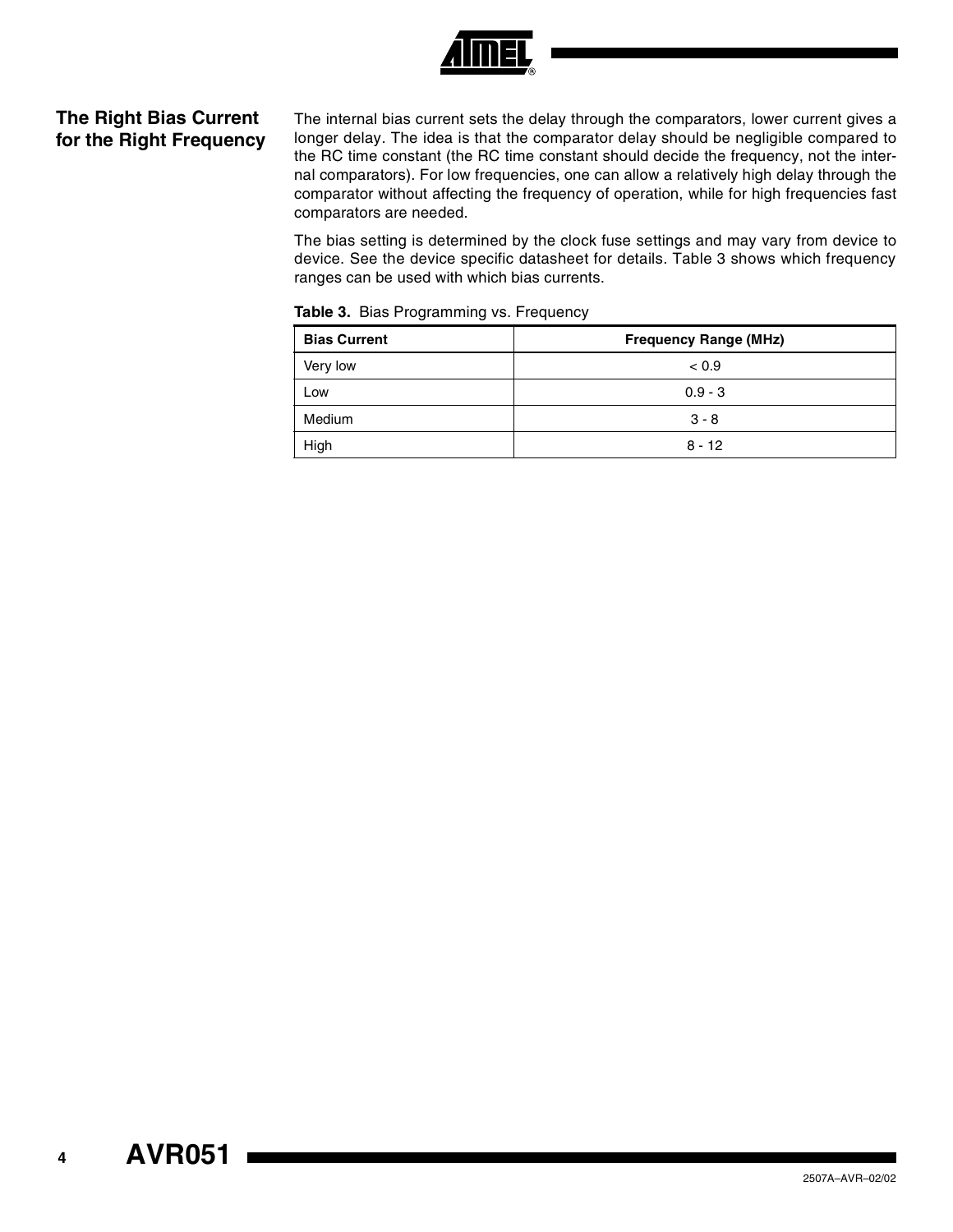## The Right Bias Current for the Right Frequency

The internal bias current sets the delay through the comparators, lower current gives a longer delay. The idea is that the comparator delay should be negligible compared to the RC time constant (the RC time constant should decide the frequency, not the internal comparators). For low frequencies, one can allow a relatively high delay through the comparator without affecting the frequency of operation, while for high frequencies fast comparators are needed.

The bias setting is determined by the clock fuse settings and may vary from device to device. See the device specific datasheet for details. Table 3 shows which frequency ranges can be used with which bias currents.

**Table 3.** Bias Programming vs. Frequency

| Bias Current | Frequency Range (MHz) |
|---|---|
| Very low | < 0.9 |
| Low | 0.9 - 3 |
| Medium | 3 - 8 |
| High | 8 - 12 |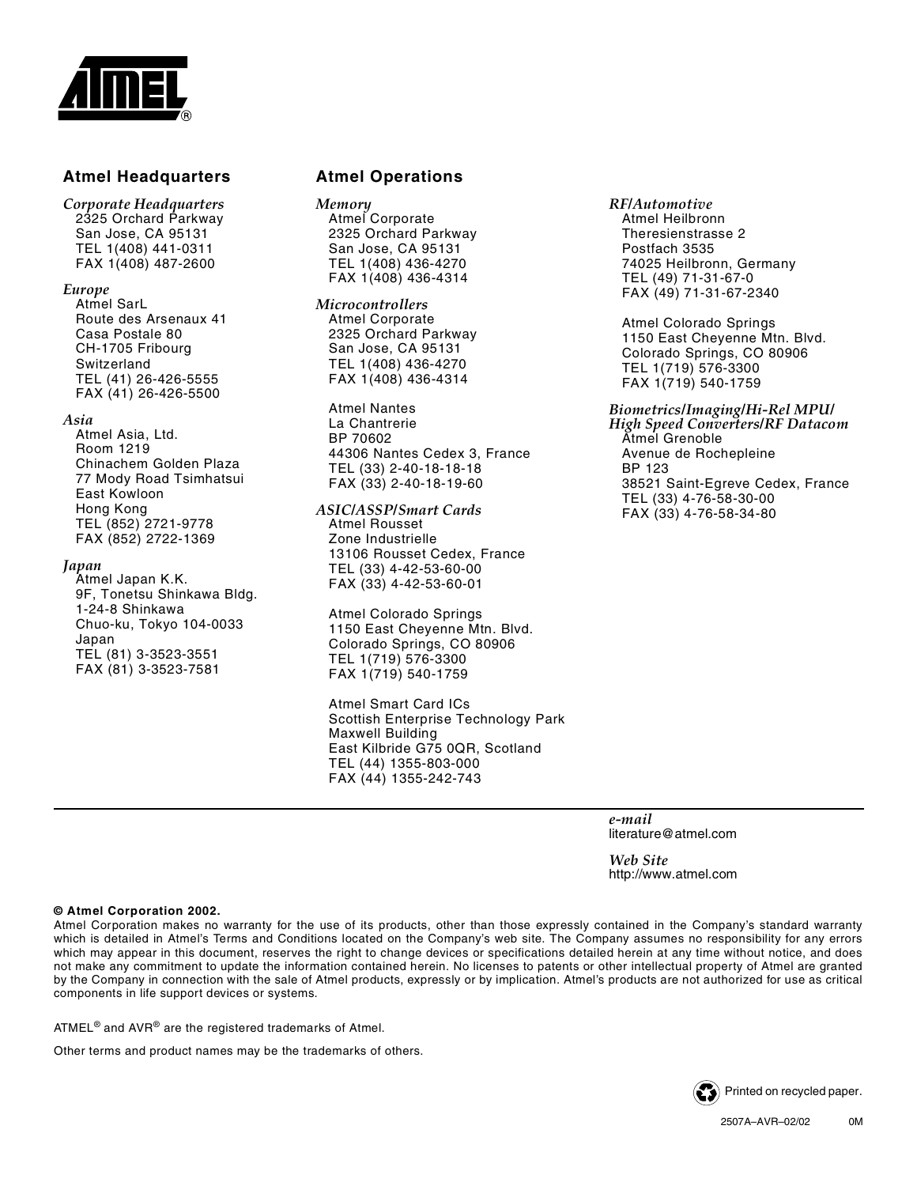## Atmel Headquarters

*Corporate Headquarters*
2325 Orchard Parkway
San Jose, CA 95131
TEL 1(408) 441-0311
FAX 1(408) 487-2600

*Europe*
Atmel SarL
Route des Arsenaux 41
Casa Postale 80
CH-1705 Fribourg
Switzerland
TEL (41) 26-426-5555
FAX (41) 26-426-5500

*Asia*
Atmel Asia, Ltd.
Room 1219
Chinachem Golden Plaza
77 Mody Road Tsimhatsui
East Kowloon
Hong Kong
TEL (852) 2721-9778
FAX (852) 2722-1369

*Japan*
Atmel Japan K.K.
9F, Tonetsu Shinkawa Bldg.
1-24-8 Shinkawa
Chuo-ku, Tokyo 104-0033
Japan
TEL (81) 3-3523-3551
FAX (81) 3-3523-7581

## Atmel Operations

*Memory*
Atmel Corporate
2325 Orchard Parkway
San Jose, CA 95131
TEL 1(408) 436-4270
FAX 1(408) 436-4314

*Microcontrollers*
Atmel Corporate
2325 Orchard Parkway
San Jose, CA 95131
TEL 1(408) 436-4270
FAX 1(408) 436-4314

Atmel Nantes
La Chantrerie
BP 70602
44306 Nantes Cedex 3, France
TEL (33) 2-40-18-18-18
FAX (33) 2-40-18-19-60

*ASIC/ASSP/Smart Cards*
Atmel Rousset
Zone Industrielle
13106 Rousset Cedex, France
TEL (33) 4-42-53-60-00
FAX (33) 4-42-53-60-01

Atmel Colorado Springs
1150 East Cheyenne Mtn. Blvd.
Colorado Springs, CO 80906
TEL 1(719) 576-3300
FAX 1(719) 540-1759

Atmel Smart Card ICs
Scottish Enterprise Technology Park
Maxwell Building
East Kilbride G75 0QR, Scotland
TEL (44) 1355-803-000
FAX (44) 1355-242-743

*RF/Automotive*
Atmel Heilbronn
Theresienstrasse 2
Postfach 3535
74025 Heilbronn, Germany
TEL (49) 71-31-67-0
FAX (49) 71-31-67-2340

Atmel Colorado Springs
1150 East Cheyenne Mtn. Blvd.
Colorado Springs, CO 80906
TEL 1(719) 576-3300
FAX 1(719) 540-1759

*Biometrics/Imaging/Hi-Rel MPU/ High Speed Converters/RF Datacom*
Atmel Grenoble
Avenue de Rochepleine
BP 123
38521 Saint-Egreve Cedex, France
TEL (33) 4-76-58-30-00
FAX (33) 4-76-58-34-80

*e-mail*
literature@atmel.com

*Web Site*
http://www.atmel.com

**© Atmel Corporation 2002.**
Atmel Corporation makes no warranty for the use of its products, other than those expressly contained in the Company's standard warranty which is detailed in Atmel's Terms and Conditions located on the Company's web site. The Company assumes no responsibility for any errors which may appear in this document, reserves the right to change devices or specifications detailed herein at any time without notice, and does not make any commitment to update the information contained herein. No licenses to patents or other intellectual property of Atmel are granted by the Company in connection with the sale of Atmel products, expressly or by implication. Atmel's products are not authorized for use as critical components in life support devices or systems.

ATMEL® and AVR® are the registered trademarks of Atmel.

Other terms and product names may be the trademarks of others.

Printed on recycled paper.

2507A–AVR–02/02 0M